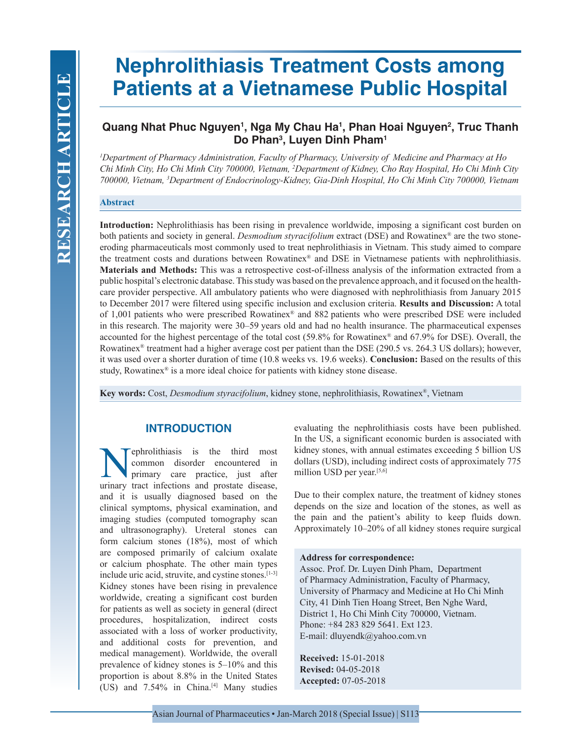# Nephrolithiasis Treatment Costs among Patients at a Vietnamese Public Hospital

**Quang Nhat Phuc Nguyen[1], Nga My Chau Ha[1], Phan Hoai Nguyen[2], Truc Thanh Do Phan[3], Luyen Dinh Pham[1]**

*[1]Department of Pharmacy Administration, Faculty of Pharmacy, University of Medicine and Pharmacy at Ho Chi Minh City, Ho Chi Minh City 700000, Vietnam, [2]Department of Kidney, Cho Ray Hospital, Ho Chi Minh City 700000, Vietnam, [3]Department of Endocrinology-Kidney, Gia-Dinh Hospital, Ho Chi Minh City 700000, Vietnam*

## Abstract

**Introduction:** Nephrolithiasis has been rising in prevalence worldwide, imposing a significant cost burden on both patients and society in general. *Desmodium styracifolium* extract (DSE) and Rowatinex® are the two stone-eroding pharmaceuticals most commonly used to treat nephrolithiasis in Vietnam. This study aimed to compare the treatment costs and durations between Rowatinex® and DSE in Vietnamese patients with nephrolithiasis. **Materials and Methods:** This was a retrospective cost-of-illness analysis of the information extracted from a public hospital's electronic database. This study was based on the prevalence approach, and it focused on the health-care provider perspective. All ambulatory patients who were diagnosed with nephrolithiasis from January 2015 to December 2017 were filtered using specific inclusion and exclusion criteria. **Results and Discussion:** A total of 1,001 patients who were prescribed Rowatinex® and 882 patients who were prescribed DSE were included in this research. The majority were 30–59 years old and had no health insurance. The pharmaceutical expenses accounted for the highest percentage of the total cost (59.8% for Rowatinex® and 67.9% for DSE). Overall, the Rowatinex® treatment had a higher average cost per patient than the DSE (290.5 vs. 264.3 US dollars); however, it was used over a shorter duration of time (10.8 weeks vs. 19.6 weeks). **Conclusion:** Based on the results of this study, Rowatinex® is a more ideal choice for patients with kidney stone disease.

**Key words:** Cost, *Desmodium styracifolium*, kidney stone, nephrolithiasis, Rowatinex®, Vietnam

## INTRODUCTION

Nephrolithiasis is the third most common disorder encountered in primary care practice, just after urinary tract infections and prostate disease, and it is usually diagnosed based on the clinical symptoms, physical examination, and imaging studies (computed tomography scan and ultrasonography). Ureteral stones can form calcium stones (18%), most of which are composed primarily of calcium oxalate or calcium phosphate. The other main types include uric acid, struvite, and cystine stones.[1-3] Kidney stones have been rising in prevalence worldwide, creating a significant cost burden for patients as well as society in general (direct procedures, hospitalization, indirect costs associated with a loss of worker productivity, and additional costs for prevention, and medical management). Worldwide, the overall prevalence of kidney stones is 5–10% and this proportion is about 8.8% in the United States (US) and 7.54% in China.[4] Many studies evaluating the nephrolithiasis costs have been published. In the US, a significant economic burden is associated with kidney stones, with annual estimates exceeding 5 billion US dollars (USD), including indirect costs of approximately 775 million USD per year.[5,6]

Due to their complex nature, the treatment of kidney stones depends on the size and location of the stones, as well as the pain and the patient's ability to keep fluids down. Approximately 10–20% of all kidney stones require surgical

**Address for correspondence:**
Assoc. Prof. Dr. Luyen Dinh Pham, Department of Pharmacy Administration, Faculty of Pharmacy, University of Pharmacy and Medicine at Ho Chi Minh City, 41 Dinh Tien Hoang Street, Ben Nghe Ward, District 1, Ho Chi Minh City 700000, Vietnam.
Phone: +84 283 829 5641. Ext 123.
E-mail: dluyendk@yahoo.com.vn

**Received:** 15-01-2018
**Revised:** 04-05-2018
**Accepted:** 07-05-2018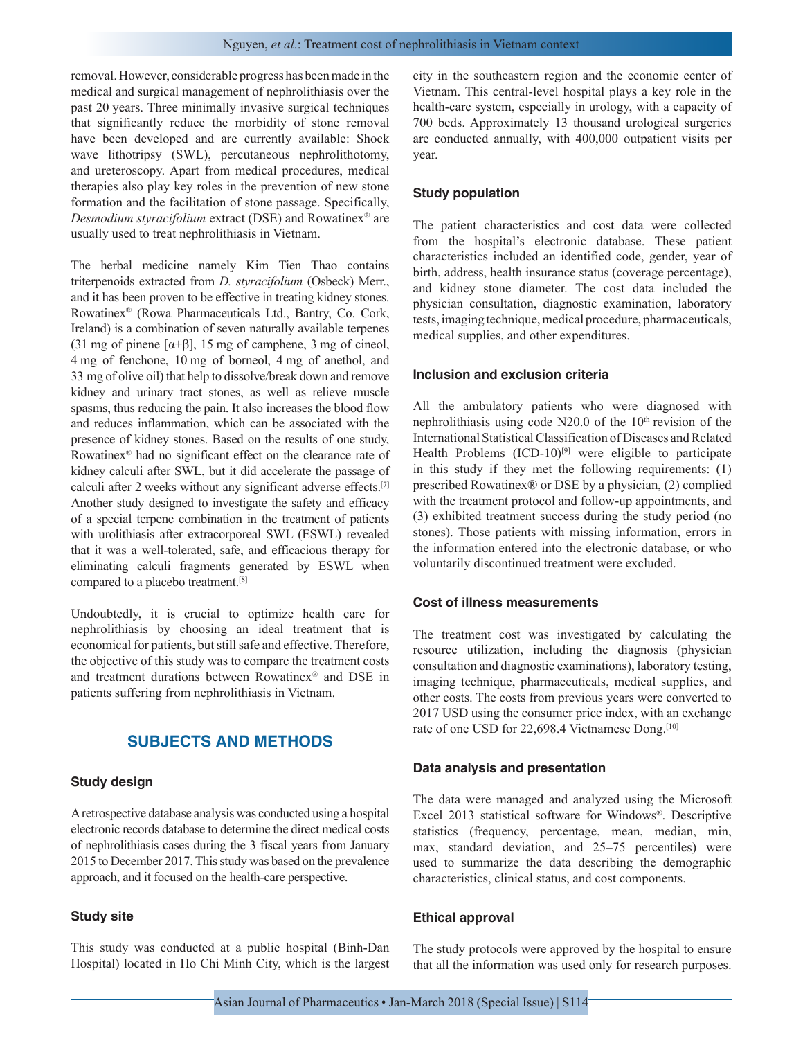removal. However, considerable progress has been made in the medical and surgical management of nephrolithiasis over the past 20 years. Three minimally invasive surgical techniques that significantly reduce the morbidity of stone removal have been developed and are currently available: Shock wave lithotripsy (SWL), percutaneous nephrolithotomy, and ureteroscopy. Apart from medical procedures, medical therapies also play key roles in the prevention of new stone formation and the facilitation of stone passage. Specifically, *Desmodium styracifolium* extract (DSE) and Rowatinex® are usually used to treat nephrolithiasis in Vietnam.

The herbal medicine namely Kim Tien Thao contains triterpenoids extracted from *D. styracifolium* (Osbeck) Merr., and it has been proven to be effective in treating kidney stones. Rowatinex® (Rowa Pharmaceuticals Ltd., Bantry, Co. Cork, Ireland) is a combination of seven naturally available terpenes (31 mg of pinene [α+β], 15 mg of camphene, 3 mg of cineol, 4 mg of fenchone, 10 mg of borneol, 4 mg of anethol, and 33 mg of olive oil) that help to dissolve/break down and remove kidney and urinary tract stones, as well as relieve muscle spasms, thus reducing the pain. It also increases the blood flow and reduces inflammation, which can be associated with the presence of kidney stones. Based on the results of one study, Rowatinex® had no significant effect on the clearance rate of kidney calculi after SWL, but it did accelerate the passage of calculi after 2 weeks without any significant adverse effects.[7] Another study designed to investigate the safety and efficacy of a special terpene combination in the treatment of patients with urolithiasis after extracorporeal SWL (ESWL) revealed that it was a well-tolerated, safe, and efficacious therapy for eliminating calculi fragments generated by ESWL when compared to a placebo treatment.[8]

Undoubtedly, it is crucial to optimize health care for nephrolithiasis by choosing an ideal treatment that is economical for patients, but still safe and effective. Therefore, the objective of this study was to compare the treatment costs and treatment durations between Rowatinex® and DSE in patients suffering from nephrolithiasis in Vietnam.

## SUBJECTS AND METHODS

### Study design

A retrospective database analysis was conducted using a hospital electronic records database to determine the direct medical costs of nephrolithiasis cases during the 3 fiscal years from January 2015 to December 2017. This study was based on the prevalence approach, and it focused on the health-care perspective.

### Study site

This study was conducted at a public hospital (Binh-Dan Hospital) located in Ho Chi Minh City, which is the largest city in the southeastern region and the economic center of Vietnam. This central-level hospital plays a key role in the health-care system, especially in urology, with a capacity of 700 beds. Approximately 13 thousand urological surgeries are conducted annually, with 400,000 outpatient visits per year.

### Study population

The patient characteristics and cost data were collected from the hospital's electronic database. These patient characteristics included an identified code, gender, year of birth, address, health insurance status (coverage percentage), and kidney stone diameter. The cost data included the physician consultation, diagnostic examination, laboratory tests, imaging technique, medical procedure, pharmaceuticals, medical supplies, and other expenditures.

### Inclusion and exclusion criteria

All the ambulatory patients who were diagnosed with nephrolithiasis using code N20.0 of the 10th revision of the International Statistical Classification of Diseases and Related Health Problems (ICD-10)[9] were eligible to participate in this study if they met the following requirements: (1) prescribed Rowatinex® or DSE by a physician, (2) complied with the treatment protocol and follow-up appointments, and (3) exhibited treatment success during the study period (no stones). Those patients with missing information, errors in the information entered into the electronic database, or who voluntarily discontinued treatment were excluded.

### Cost of illness measurements

The treatment cost was investigated by calculating the resource utilization, including the diagnosis (physician consultation and diagnostic examinations), laboratory testing, imaging technique, pharmaceuticals, medical supplies, and other costs. The costs from previous years were converted to 2017 USD using the consumer price index, with an exchange rate of one USD for 22,698.4 Vietnamese Dong.[10]

### Data analysis and presentation

The data were managed and analyzed using the Microsoft Excel 2013 statistical software for Windows®. Descriptive statistics (frequency, percentage, mean, median, min, max, standard deviation, and 25–75 percentiles) were used to summarize the data describing the demographic characteristics, clinical status, and cost components.

### Ethical approval

The study protocols were approved by the hospital to ensure that all the information was used only for research purposes.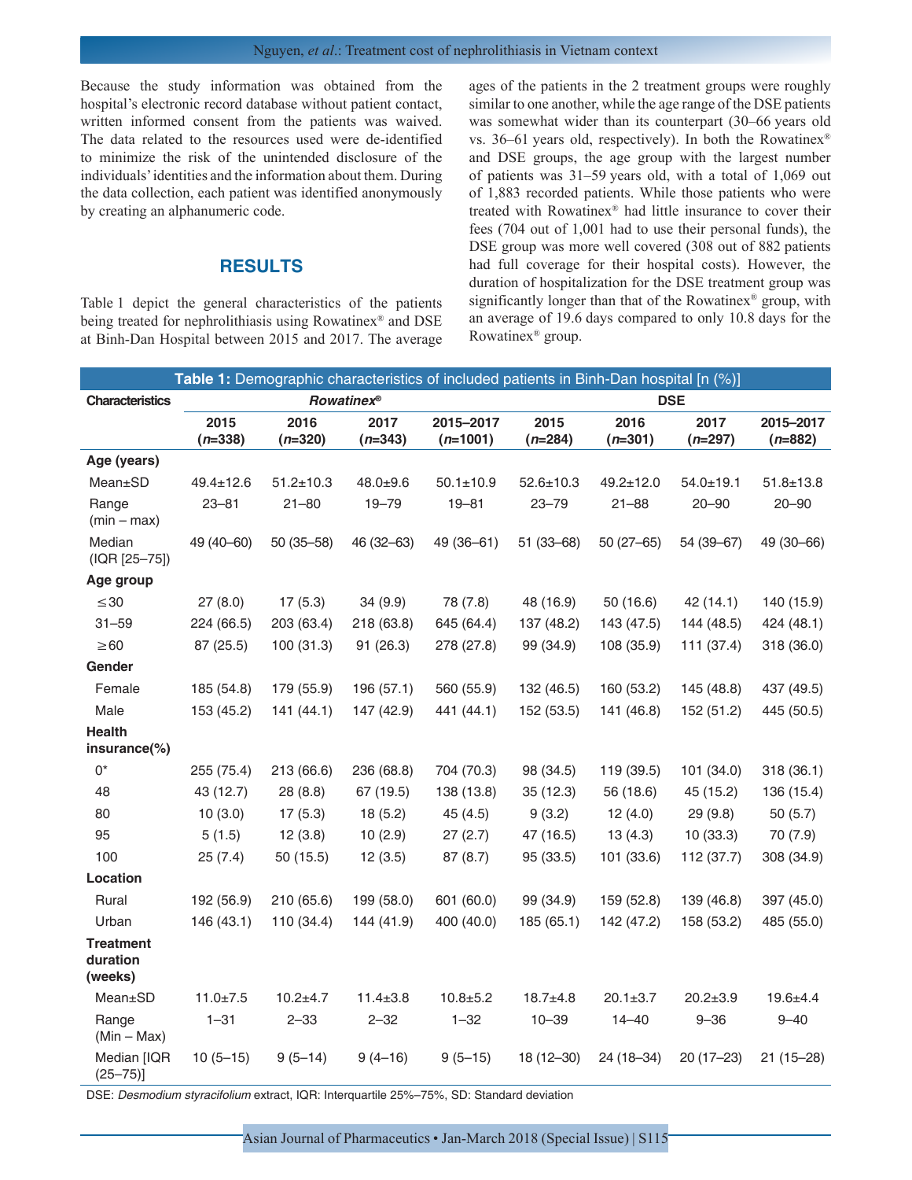Because the study information was obtained from the hospital's electronic record database without patient contact, written informed consent from the patients was waived. The data related to the resources used were de-identified to minimize the risk of the unintended disclosure of the individuals' identities and the information about them. During the data collection, each patient was identified anonymously by creating an alphanumeric code.

## RESULTS

Table 1 depict the general characteristics of the patients being treated for nephrolithiasis using Rowatinex® and DSE at Binh-Dan Hospital between 2015 and 2017. The average ages of the patients in the 2 treatment groups were roughly similar to one another, while the age range of the DSE patients was somewhat wider than its counterpart (30–66 years old vs. 36–61 years old, respectively). In both the Rowatinex® and DSE groups, the age group with the largest number of patients was 31–59 years old, with a total of 1,069 out of 1,883 recorded patients. While those patients who were treated with Rowatinex® had little insurance to cover their fees (704 out of 1,001 had to use their personal funds), the DSE group was more well covered (308 out of 882 patients had full coverage for their hospital costs). However, the duration of hospitalization for the DSE treatment group was significantly longer than that of the Rowatinex® group, with an average of 19.6 days compared to only 10.8 days for the Rowatinex® group.

**Table 1:** Demographic characteristics of included patients in Binh-Dan hospital [n (%)]

| Characteristics | *Rowatinex®* | | | | DSE | | | |
|---|---|---|---|---|---|---|---|---|
| | 2015 (*n*=338) | 2016 (*n*=320) | 2017 (*n*=343) | 2015–2017 (*n*=1001) | 2015 (*n*=284) | 2016 (*n*=301) | 2017 (*n*=297) | 2015–2017 (*n*=882) |
| **Age (years)** | | | | | | | | |
| Mean±SD | 49.4±12.6 | 51.2±10.3 | 48.0±9.6 | 50.1±10.9 | 52.6±10.3 | 49.2±12.0 | 54.0±19.1 | 51.8±13.8 |
| Range (min – max) | 23–81 | 21–80 | 19–79 | 19–81 | 23–79 | 21–88 | 20–90 | 20–90 |
| Median (IQR [25–75]) | 49 (40–60) | 50 (35–58) | 46 (32–63) | 49 (36–61) | 51 (33–68) | 50 (27–65) | 54 (39–67) | 49 (30–66) |
| **Age group** | | | | | | | | |
| ≤30 | 27 (8.0) | 17 (5.3) | 34 (9.9) | 78 (7.8) | 48 (16.9) | 50 (16.6) | 42 (14.1) | 140 (15.9) |
| 31–59 | 224 (66.5) | 203 (63.4) | 218 (63.8) | 645 (64.4) | 137 (48.2) | 143 (47.5) | 144 (48.5) | 424 (48.1) |
| ≥60 | 87 (25.5) | 100 (31.3) | 91 (26.3) | 278 (27.8) | 99 (34.9) | 108 (35.9) | 111 (37.4) | 318 (36.0) |
| **Gender** | | | | | | | | |
| Female | 185 (54.8) | 179 (55.9) | 196 (57.1) | 560 (55.9) | 132 (46.5) | 160 (53.2) | 145 (48.8) | 437 (49.5) |
| Male | 153 (45.2) | 141 (44.1) | 147 (42.9) | 441 (44.1) | 152 (53.5) | 141 (46.8) | 152 (51.2) | 445 (50.5) |
| **Health insurance(%)** | | | | | | | | |
| 0* | 255 (75.4) | 213 (66.6) | 236 (68.8) | 704 (70.3) | 98 (34.5) | 119 (39.5) | 101 (34.0) | 318 (36.1) |
| 48 | 43 (12.7) | 28 (8.8) | 67 (19.5) | 138 (13.8) | 35 (12.3) | 56 (18.6) | 45 (15.2) | 136 (15.4) |
| 80 | 10 (3.0) | 17 (5.3) | 18 (5.2) | 45 (4.5) | 9 (3.2) | 12 (4.0) | 29 (9.8) | 50 (5.7) |
| 95 | 5 (1.5) | 12 (3.8) | 10 (2.9) | 27 (2.7) | 47 (16.5) | 13 (4.3) | 10 (33.3) | 70 (7.9) |
| 100 | 25 (7.4) | 50 (15.5) | 12 (3.5) | 87 (8.7) | 95 (33.5) | 101 (33.6) | 112 (37.7) | 308 (34.9) |
| **Location** | | | | | | | | |
| Rural | 192 (56.9) | 210 (65.6) | 199 (58.0) | 601 (60.0) | 99 (34.9) | 159 (52.8) | 139 (46.8) | 397 (45.0) |
| Urban | 146 (43.1) | 110 (34.4) | 144 (41.9) | 400 (40.0) | 185 (65.1) | 142 (47.2) | 158 (53.2) | 485 (55.0) |
| **Treatment duration (weeks)** | | | | | | | | |
| Mean±SD | 11.0±7.5 | 10.2±4.7 | 11.4±3.8 | 10.8±5.2 | 18.7±4.8 | 20.1±3.7 | 20.2±3.9 | 19.6±4.4 |
| Range (Min – Max) | 1–31 | 2–33 | 2–32 | 1–32 | 10–39 | 14–40 | 9–36 | 9–40 |
| Median [IQR (25–75)] | 10 (5–15) | 9 (5–14) | 9 (4–16) | 9 (5–15) | 18 (12–30) | 24 (18–34) | 20 (17–23) | 21 (15–28) |

DSE: *Desmodium styracifolium* extract, IQR: Interquartile 25%–75%, SD: Standard deviation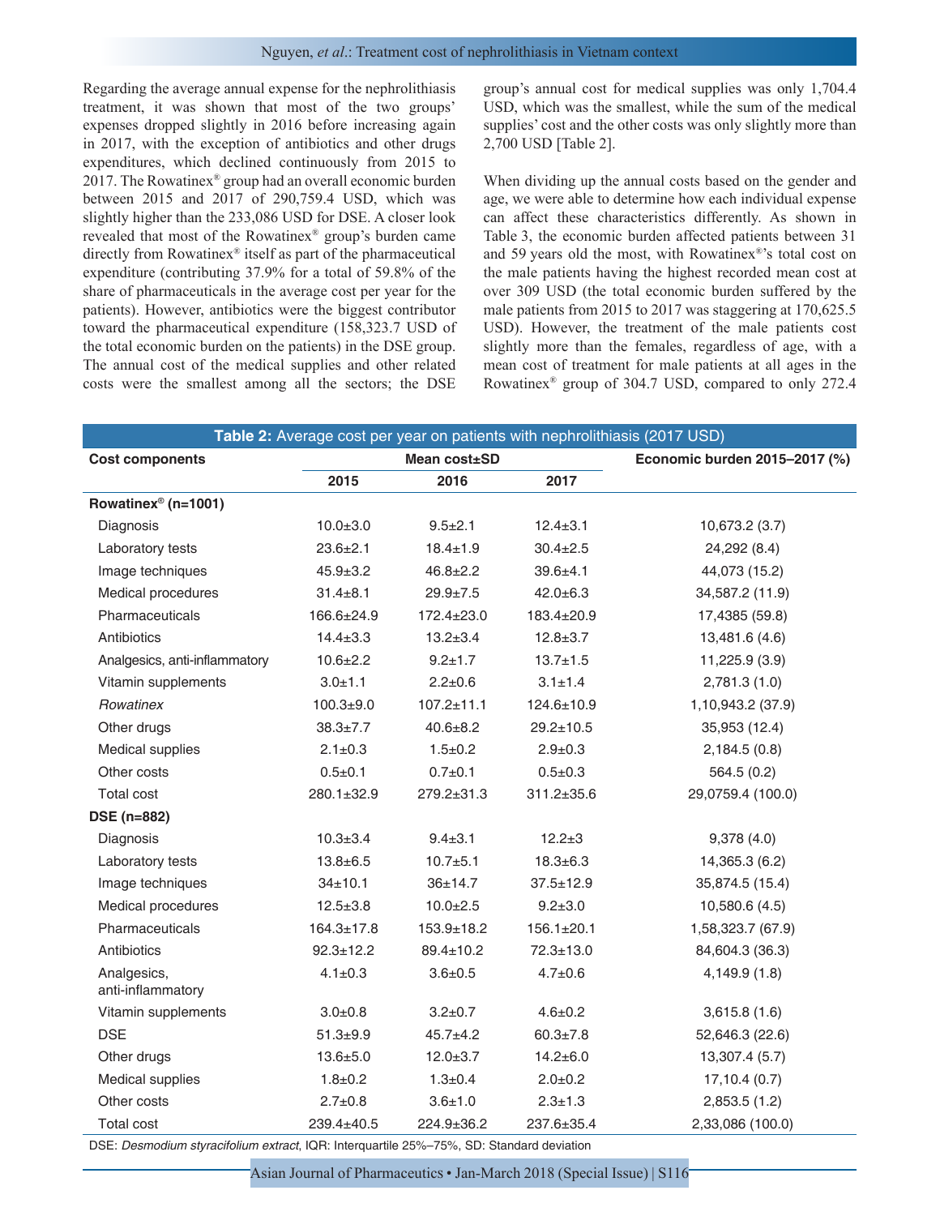Regarding the average annual expense for the nephrolithiasis treatment, it was shown that most of the two groups' expenses dropped slightly in 2016 before increasing again in 2017, with the exception of antibiotics and other drugs expenditures, which declined continuously from 2015 to 2017. The Rowatinex® group had an overall economic burden between 2015 and 2017 of 290,759.4 USD, which was slightly higher than the 233,086 USD for DSE. A closer look revealed that most of the Rowatinex® group's burden came directly from Rowatinex® itself as part of the pharmaceutical expenditure (contributing 37.9% for a total of 59.8% of the share of pharmaceuticals in the average cost per year for the patients). However, antibiotics were the biggest contributor toward the pharmaceutical expenditure (158,323.7 USD of the total economic burden on the patients) in the DSE group. The annual cost of the medical supplies and other related costs were the smallest among all the sectors; the DSE group's annual cost for medical supplies was only 1,704.4 USD, which was the smallest, while the sum of the medical supplies' cost and the other costs was only slightly more than 2,700 USD [Table 2].

When dividing up the annual costs based on the gender and age, we were able to determine how each individual expense can affect these characteristics differently. As shown in Table 3, the economic burden affected patients between 31 and 59 years old the most, with Rowatinex®'s total cost on the male patients having the highest recorded mean cost at over 309 USD (the total economic burden suffered by the male patients from 2015 to 2017 was staggering at 170,625.5 USD). However, the treatment of the male patients cost slightly more than the females, regardless of age, with a mean cost of treatment for male patients at all ages in the Rowatinex® group of 304.7 USD, compared to only 272.4

**Table 2:** Average cost per year on patients with nephrolithiasis (2017 USD)

| Cost components | Mean cost±SD | | | Economic burden 2015–2017 (%) |
|---|---|---|---|---|
| | 2015 | 2016 | 2017 | |
| **Rowatinex® (n=1001)** | | | | |
| Diagnosis | 10.0±3.0 | 9.5±2.1 | 12.4±3.1 | 10,673.2 (3.7) |
| Laboratory tests | 23.6±2.1 | 18.4±1.9 | 30.4±2.5 | 24,292 (8.4) |
| Image techniques | 45.9±3.2 | 46.8±2.2 | 39.6±4.1 | 44,073 (15.2) |
| Medical procedures | 31.4±8.1 | 29.9±7.5 | 42.0±6.3 | 34,587.2 (11.9) |
| Pharmaceuticals | 166.6±24.9 | 172.4±23.0 | 183.4±20.9 | 17,4385 (59.8) |
| Antibiotics | 14.4±3.3 | 13.2±3.4 | 12.8±3.7 | 13,481.6 (4.6) |
| Analgesics, anti-inflammatory | 10.6±2.2 | 9.2±1.7 | 13.7±1.5 | 11,225.9 (3.9) |
| Vitamin supplements | 3.0±1.1 | 2.2±0.6 | 3.1±1.4 | 2,781.3 (1.0) |
| *Rowatinex* | 100.3±9.0 | 107.2±11.1 | 124.6±10.9 | 1,10,943.2 (37.9) |
| Other drugs | 38.3±7.7 | 40.6±8.2 | 29.2±10.5 | 35,953 (12.4) |
| Medical supplies | 2.1±0.3 | 1.5±0.2 | 2.9±0.3 | 2,184.5 (0.8) |
| Other costs | 0.5±0.1 | 0.7±0.1 | 0.5±0.3 | 564.5 (0.2) |
| Total cost | 280.1±32.9 | 279.2±31.3 | 311.2±35.6 | 29,0759.4 (100.0) |
| **DSE (n=882)** | | | | |
| Diagnosis | 10.3±3.4 | 9.4±3.1 | 12.2±3 | 9,378 (4.0) |
| Laboratory tests | 13.8±6.5 | 10.7±5.1 | 18.3±6.3 | 14,365.3 (6.2) |
| Image techniques | 34±10.1 | 36±14.7 | 37.5±12.9 | 35,874.5 (15.4) |
| Medical procedures | 12.5±3.8 | 10.0±2.5 | 9.2±3.0 | 10,580.6 (4.5) |
| Pharmaceuticals | 164.3±17.8 | 153.9±18.2 | 156.1±20.1 | 1,58,323.7 (67.9) |
| Antibiotics | 92.3±12.2 | 89.4±10.2 | 72.3±13.0 | 84,604.3 (36.3) |
| Analgesics, anti-inflammatory | 4.1±0.3 | 3.6±0.5 | 4.7±0.6 | 4,149.9 (1.8) |
| Vitamin supplements | 3.0±0.8 | 3.2±0.7 | 4.6±0.2 | 3,615.8 (1.6) |
| DSE | 51.3±9.9 | 45.7±4.2 | 60.3±7.8 | 52,646.3 (22.6) |
| Other drugs | 13.6±5.0 | 12.0±3.7 | 14.2±6.0 | 13,307.4 (5.7) |
| Medical supplies | 1.8±0.2 | 1.3±0.4 | 2.0±0.2 | 17,10.4 (0.7) |
| Other costs | 2.7±0.8 | 3.6±1.0 | 2.3±1.3 | 2,853.5 (1.2) |
| Total cost | 239.4±40.5 | 224.9±36.2 | 237.6±35.4 | 2,33,086 (100.0) |

DSE: *Desmodium styracifolium extract*, IQR: Interquartile 25%–75%, SD: Standard deviation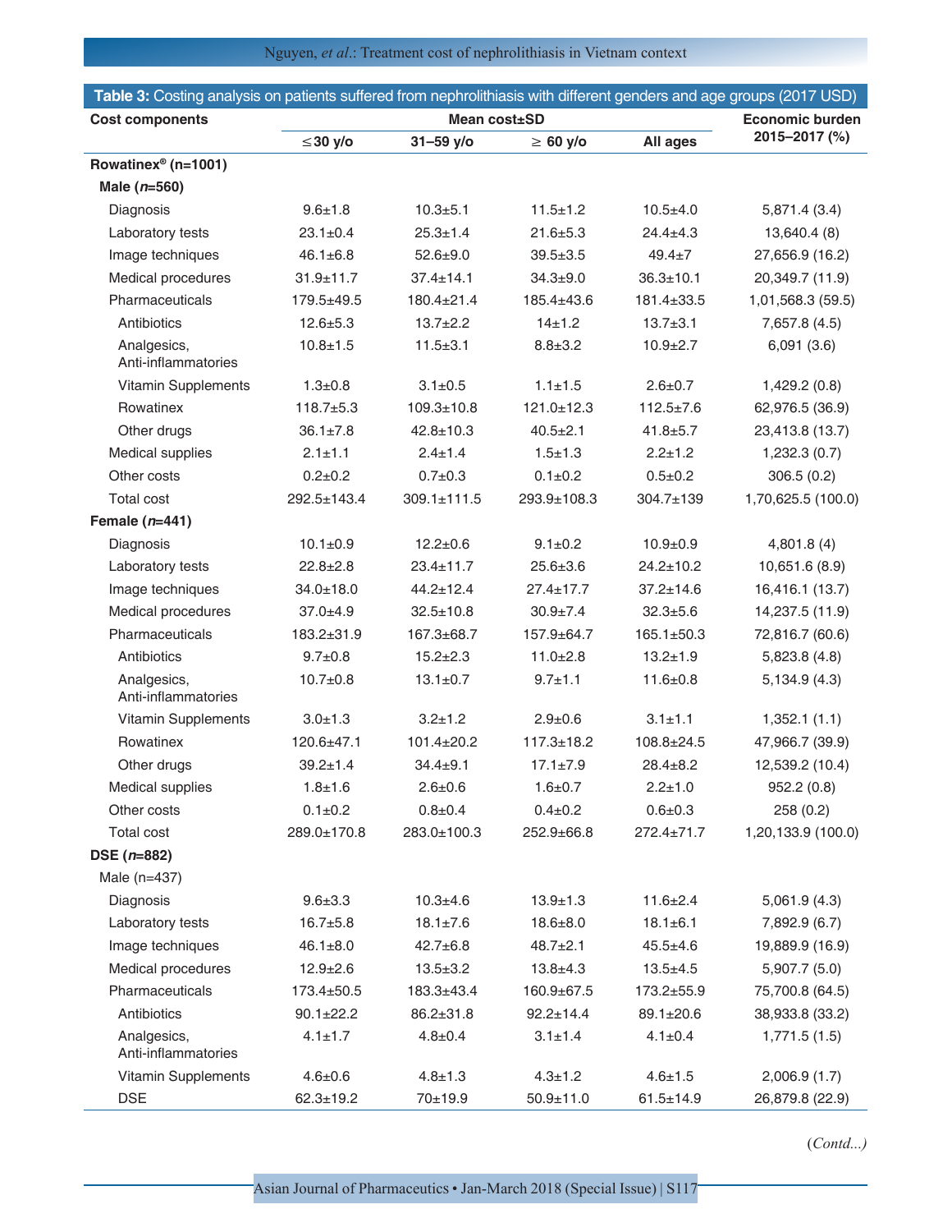**Table 3:** Costing analysis on patients suffered from nephrolithiasis with different genders and age groups (2017 USD)

| Cost components | Mean cost±SD | | | | Economic burden 2015–2017 (%) |
|---|---|---|---|---|---|
| | ≤30 y/o | 31–59 y/o | ≥ 60 y/o | All ages | |
| **Rowatinex® (n=1001)** | | | | | |
| **Male (*n*=560)** | | | | | |
| Diagnosis | 9.6±1.8 | 10.3±5.1 | 11.5±1.2 | 10.5±4.0 | 5,871.4 (3.4) |
| Laboratory tests | 23.1±0.4 | 25.3±1.4 | 21.6±5.3 | 24.4±4.3 | 13,640.4 (8) |
| Image techniques | 46.1±6.8 | 52.6±9.0 | 39.5±3.5 | 49.4±7 | 27,656.9 (16.2) |
| Medical procedures | 31.9±11.7 | 37.4±14.1 | 34.3±9.0 | 36.3±10.1 | 20,349.7 (11.9) |
| Pharmaceuticals | 179.5±49.5 | 180.4±21.4 | 185.4±43.6 | 181.4±33.5 | 1,01,568.3 (59.5) |
| Antibiotics | 12.6±5.3 | 13.7±2.2 | 14±1.2 | 13.7±3.1 | 7,657.8 (4.5) |
| Analgesics, Anti-inflammatories | 10.8±1.5 | 11.5±3.1 | 8.8±3.2 | 10.9±2.7 | 6,091 (3.6) |
| Vitamin Supplements | 1.3±0.8 | 3.1±0.5 | 1.1±1.5 | 2.6±0.7 | 1,429.2 (0.8) |
| Rowatinex | 118.7±5.3 | 109.3±10.8 | 121.0±12.3 | 112.5±7.6 | 62,976.5 (36.9) |
| Other drugs | 36.1±7.8 | 42.8±10.3 | 40.5±2.1 | 41.8±5.7 | 23,413.8 (13.7) |
| Medical supplies | 2.1±1.1 | 2.4±1.4 | 1.5±1.3 | 2.2±1.2 | 1,232.3 (0.7) |
| Other costs | 0.2±0.2 | 0.7±0.3 | 0.1±0.2 | 0.5±0.2 | 306.5 (0.2) |
| Total cost | 292.5±143.4 | 309.1±111.5 | 293.9±108.3 | 304.7±139 | 1,70,625.5 (100.0) |
| **Female (*n*=441)** | | | | | |
| Diagnosis | 10.1±0.9 | 12.2±0.6 | 9.1±0.2 | 10.9±0.9 | 4,801.8 (4) |
| Laboratory tests | 22.8±2.8 | 23.4±11.7 | 25.6±3.6 | 24.2±10.2 | 10,651.6 (8.9) |
| Image techniques | 34.0±18.0 | 44.2±12.4 | 27.4±17.7 | 37.2±14.6 | 16,416.1 (13.7) |
| Medical procedures | 37.0±4.9 | 32.5±10.8 | 30.9±7.4 | 32.3±5.6 | 14,237.5 (11.9) |
| Pharmaceuticals | 183.2±31.9 | 167.3±68.7 | 157.9±64.7 | 165.1±50.3 | 72,816.7 (60.6) |
| Antibiotics | 9.7±0.8 | 15.2±2.3 | 11.0±2.8 | 13.2±1.9 | 5,823.8 (4.8) |
| Analgesics, Anti-inflammatories | 10.7±0.8 | 13.1±0.7 | 9.7±1.1 | 11.6±0.8 | 5,134.9 (4.3) |
| Vitamin Supplements | 3.0±1.3 | 3.2±1.2 | 2.9±0.6 | 3.1±1.1 | 1,352.1 (1.1) |
| Rowatinex | 120.6±47.1 | 101.4±20.2 | 117.3±18.2 | 108.8±24.5 | 47,966.7 (39.9) |
| Other drugs | 39.2±1.4 | 34.4±9.1 | 17.1±7.9 | 28.4±8.2 | 12,539.2 (10.4) |
| Medical supplies | 1.8±1.6 | 2.6±0.6 | 1.6±0.7 | 2.2±1.0 | 952.2 (0.8) |
| Other costs | 0.1±0.2 | 0.8±0.4 | 0.4±0.2 | 0.6±0.3 | 258 (0.2) |
| Total cost | 289.0±170.8 | 283.0±100.3 | 252.9±66.8 | 272.4±71.7 | 1,20,133.9 (100.0) |
| **DSE (*n*=882)** | | | | | |
| Male (n=437) | | | | | |
| Diagnosis | 9.6±3.3 | 10.3±4.6 | 13.9±1.3 | 11.6±2.4 | 5,061.9 (4.3) |
| Laboratory tests | 16.7±5.8 | 18.1±7.6 | 18.6±8.0 | 18.1±6.1 | 7,892.9 (6.7) |
| Image techniques | 46.1±8.0 | 42.7±6.8 | 48.7±2.1 | 45.5±4.6 | 19,889.9 (16.9) |
| Medical procedures | 12.9±2.6 | 13.5±3.2 | 13.8±4.3 | 13.5±4.5 | 5,907.7 (5.0) |
| Pharmaceuticals | 173.4±50.5 | 183.3±43.4 | 160.9±67.5 | 173.2±55.9 | 75,700.8 (64.5) |
| Antibiotics | 90.1±22.2 | 86.2±31.8 | 92.2±14.4 | 89.1±20.6 | 38,933.8 (33.2) |
| Analgesics, Anti-inflammatories | 4.1±1.7 | 4.8±0.4 | 3.1±1.4 | 4.1±0.4 | 1,771.5 (1.5) |
| Vitamin Supplements | 4.6±0.6 | 4.8±1.3 | 4.3±1.2 | 4.6±1.5 | 2,006.9 (1.7) |
| DSE | 62.3±19.2 | 70±19.9 | 50.9±11.0 | 61.5±14.9 | 26,879.8 (22.9) |

(*Contd...*)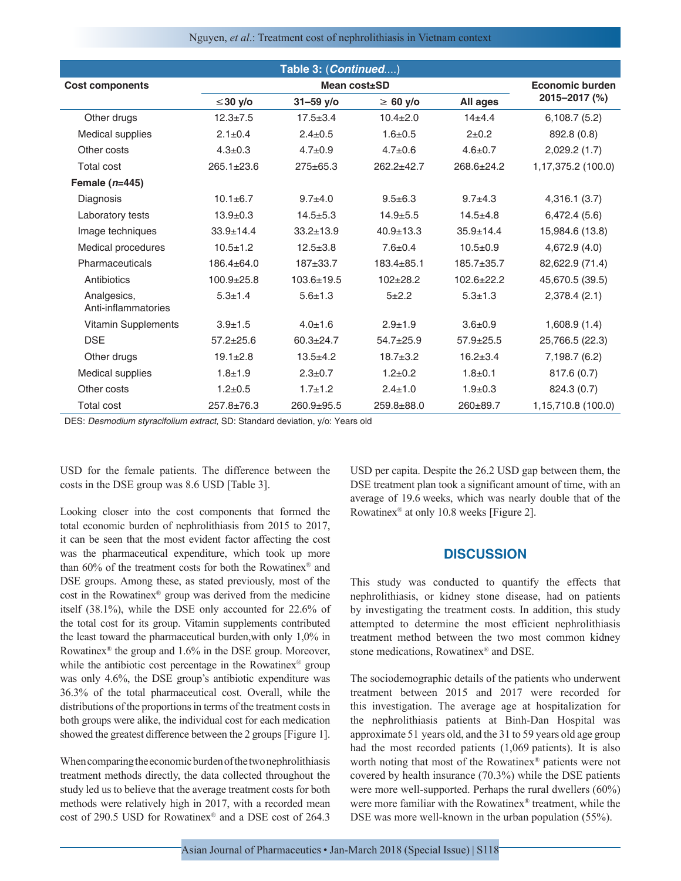**Table 3: (*Continued*....)**

| Cost components | Mean cost±SD | | | | Economic burden 2015–2017 (%) |
|---|---|---|---|---|---|
| | ≤30 y/o | 31–59 y/o | ≥ 60 y/o | All ages | |
| Other drugs | 12.3±7.5 | 17.5±3.4 | 10.4±2.0 | 14±4.4 | 6,108.7 (5.2) |
| Medical supplies | 2.1±0.4 | 2.4±0.5 | 1.6±0.5 | 2±0.2 | 892.8 (0.8) |
| Other costs | 4.3±0.3 | 4.7±0.9 | 4.7±0.6 | 4.6±0.7 | 2,029.2 (1.7) |
| Total cost | 265.1±23.6 | 275±65.3 | 262.2±42.7 | 268.6±24.2 | 1,17,375.2 (100.0) |
| **Female (*n*=445)** | | | | | |
| Diagnosis | 10.1±6.7 | 9.7±4.0 | 9.5±6.3 | 9.7±4.3 | 4,316.1 (3.7) |
| Laboratory tests | 13.9±0.3 | 14.5±5.3 | 14.9±5.5 | 14.5±4.8 | 6,472.4 (5.6) |
| Image techniques | 33.9±14.4 | 33.2±13.9 | 40.9±13.3 | 35.9±14.4 | 15,984.6 (13.8) |
| Medical procedures | 10.5±1.2 | 12.5±3.8 | 7.6±0.4 | 10.5±0.9 | 4,672.9 (4.0) |
| Pharmaceuticals | 186.4±64.0 | 187±33.7 | 183.4±85.1 | 185.7±35.7 | 82,622.9 (71.4) |
| Antibiotics | 100.9±25.8 | 103.6±19.5 | 102±28.2 | 102.6±22.2 | 45,670.5 (39.5) |
| Analgesics, Anti-inflammatories | 5.3±1.4 | 5.6±1.3 | 5±2.2 | 5.3±1.3 | 2,378.4 (2.1) |
| Vitamin Supplements | 3.9±1.5 | 4.0±1.6 | 2.9±1.9 | 3.6±0.9 | 1,608.9 (1.4) |
| DSE | 57.2±25.6 | 60.3±24.7 | 54.7±25.9 | 57.9±25.5 | 25,766.5 (22.3) |
| Other drugs | 19.1±2.8 | 13.5±4.2 | 18.7±3.2 | 16.2±3.4 | 7,198.7 (6.2) |
| Medical supplies | 1.8±1.9 | 2.3±0.7 | 1.2±0.2 | 1.8±0.1 | 817.6 (0.7) |
| Other costs | 1.2±0.5 | 1.7±1.2 | 2.4±1.0 | 1.9±0.3 | 824.3 (0.7) |
| Total cost | 257.8±76.3 | 260.9±95.5 | 259.8±88.0 | 260±89.7 | 1,15,710.8 (100.0) |

DES: *Desmodium styracifolium extract*, SD: Standard deviation, y/o: Years old

USD for the female patients. The difference between the costs in the DSE group was 8.6 USD [Table 3].

Looking closer into the cost components that formed the total economic burden of nephrolithiasis from 2015 to 2017, it can be seen that the most evident factor affecting the cost was the pharmaceutical expenditure, which took up more than 60% of the treatment costs for both the Rowatinex® and DSE groups. Among these, as stated previously, most of the cost in the Rowatinex® group was derived from the medicine itself (38.1%), while the DSE only accounted for 22.6% of the total cost for its group. Vitamin supplements contributed the least toward the pharmaceutical burden,with only 1,0% in Rowatinex® the group and 1.6% in the DSE group. Moreover, while the antibiotic cost percentage in the Rowatinex® group was only 4.6%, the DSE group's antibiotic expenditure was 36.3% of the total pharmaceutical cost. Overall, while the distributions of the proportions in terms of the treatment costs in both groups were alike, the individual cost for each medication showed the greatest difference between the 2 groups [Figure 1].

When comparing the economic burden of the two nephrolithiasis treatment methods directly, the data collected throughout the study led us to believe that the average treatment costs for both methods were relatively high in 2017, with a recorded mean cost of 290.5 USD for Rowatinex® and a DSE cost of 264.3 USD per capita. Despite the 26.2 USD gap between them, the DSE treatment plan took a significant amount of time, with an average of 19.6 weeks, which was nearly double that of the Rowatinex® at only 10.8 weeks [Figure 2].

## DISCUSSION

This study was conducted to quantify the effects that nephrolithiasis, or kidney stone disease, had on patients by investigating the treatment costs. In addition, this study attempted to determine the most efficient nephrolithiasis treatment method between the two most common kidney stone medications, Rowatinex® and DSE.

The sociodemographic details of the patients who underwent treatment between 2015 and 2017 were recorded for this investigation. The average age at hospitalization for the nephrolithiasis patients at Binh-Dan Hospital was approximate 51 years old, and the 31 to 59 years old age group had the most recorded patients (1,069 patients). It is also worth noting that most of the Rowatinex® patients were not covered by health insurance (70.3%) while the DSE patients were more well-supported. Perhaps the rural dwellers (60%) were more familiar with the Rowatinex® treatment, while the DSE was more well-known in the urban population (55%).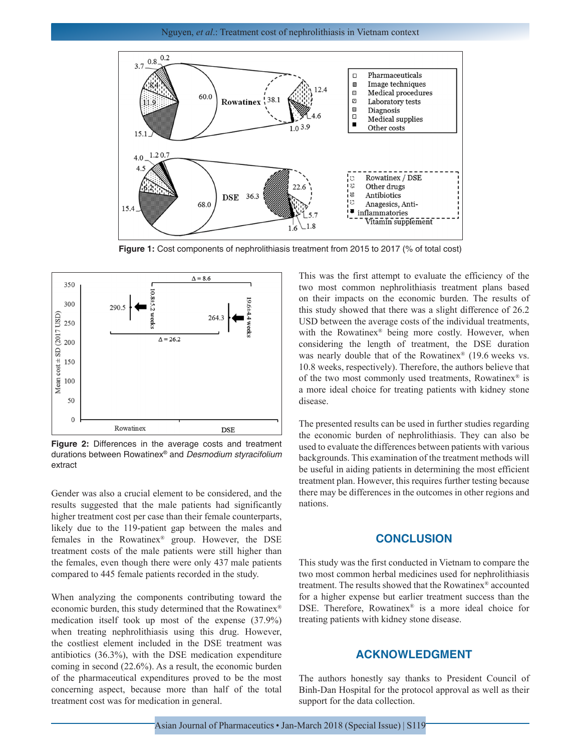**Figure 1:** Cost components of nephrolithiasis treatment from 2015 to 2017 (% of total cost)

**Figure 2:** Differences in the average costs and treatment durations between Rowatinex® and *Desmodium styracifolium* extract

Gender was also a crucial element to be considered, and the results suggested that the male patients had significantly higher treatment cost per case than their female counterparts, likely due to the 119-patient gap between the males and females in the Rowatinex® group. However, the DSE treatment costs of the male patients were still higher than the females, even though there were only 437 male patients compared to 445 female patients recorded in the study.

When analyzing the components contributing toward the economic burden, this study determined that the Rowatinex® medication itself took up most of the expense (37.9%) when treating nephrolithiasis using this drug. However, the costliest element included in the DSE treatment was antibiotics (36.3%), with the DSE medication expenditure coming in second (22.6%). As a result, the economic burden of the pharmaceutical expenditures proved to be the most concerning aspect, because more than half of the total treatment cost was for medication in general.

This was the first attempt to evaluate the efficiency of the two most common nephrolithiasis treatment plans based on their impacts on the economic burden. The results of this study showed that there was a slight difference of 26.2 USD between the average costs of the individual treatments, with the Rowatinex® being more costly. However, when considering the length of treatment, the DSE duration was nearly double that of the Rowatinex® (19.6 weeks vs. 10.8 weeks, respectively). Therefore, the authors believe that of the two most commonly used treatments, Rowatinex® is a more ideal choice for treating patients with kidney stone disease.

The presented results can be used in further studies regarding the economic burden of nephrolithiasis. They can also be used to evaluate the differences between patients with various backgrounds. This examination of the treatment methods will be useful in aiding patients in determining the most efficient treatment plan. However, this requires further testing because there may be differences in the outcomes in other regions and nations.

## CONCLUSION

This study was the first conducted in Vietnam to compare the two most common herbal medicines used for nephrolithiasis treatment. The results showed that the Rowatinex® accounted for a higher expense but earlier treatment success than the DSE. Therefore, Rowatinex® is a more ideal choice for treating patients with kidney stone disease.

## ACKNOWLEDGMENT

The authors honestly say thanks to President Council of Binh-Dan Hospital for the protocol approval as well as their support for the data collection.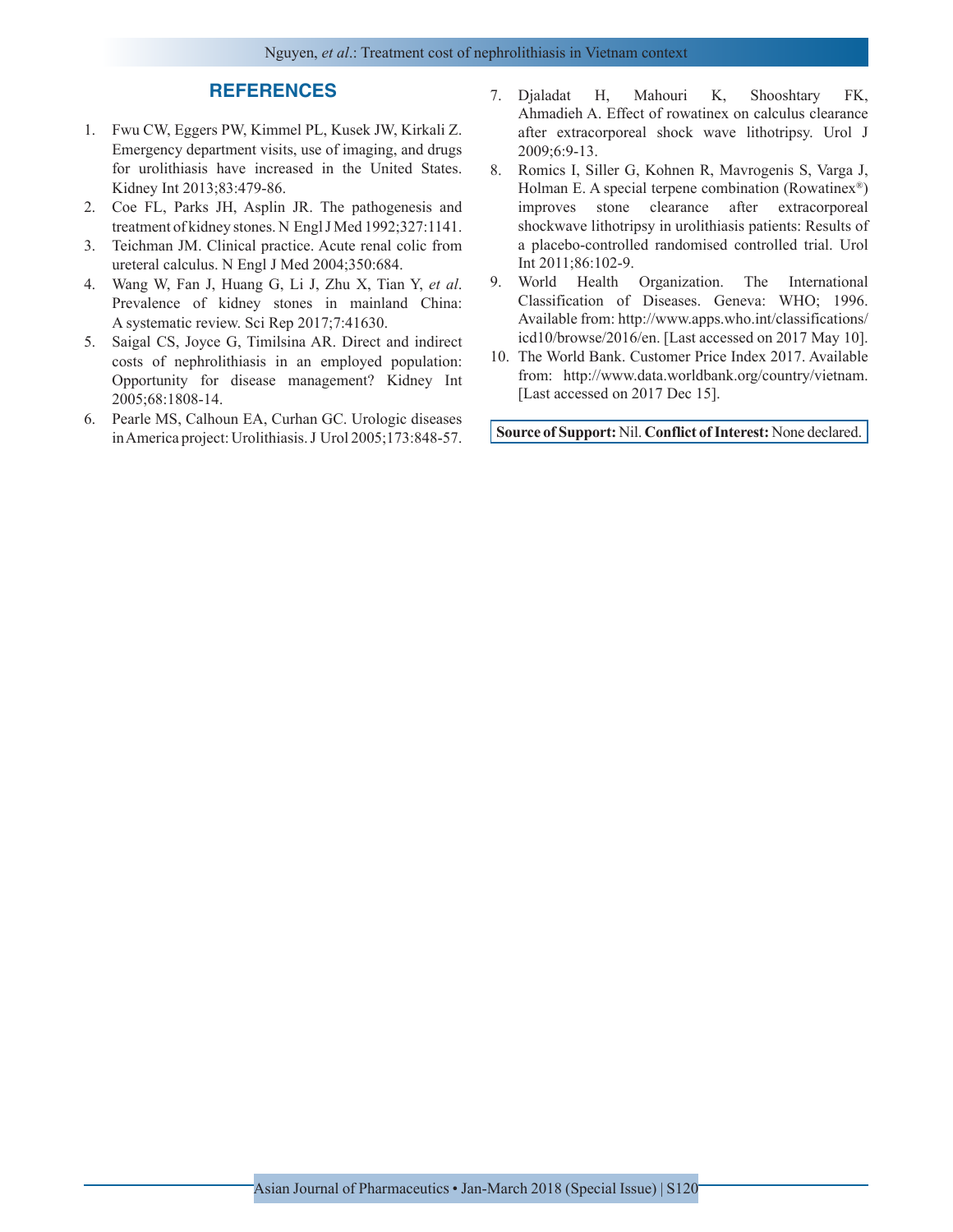## REFERENCES

1. Fwu CW, Eggers PW, Kimmel PL, Kusek JW, Kirkali Z. Emergency department visits, use of imaging, and drugs for urolithiasis have increased in the United States. Kidney Int 2013;83:479-86.
2. Coe FL, Parks JH, Asplin JR. The pathogenesis and treatment of kidney stones. N Engl J Med 1992;327:1141.
3. Teichman JM. Clinical practice. Acute renal colic from ureteral calculus. N Engl J Med 2004;350:684.
4. Wang W, Fan J, Huang G, Li J, Zhu X, Tian Y, *et al*. Prevalence of kidney stones in mainland China: A systematic review. Sci Rep 2017;7:41630.
5. Saigal CS, Joyce G, Timilsina AR. Direct and indirect costs of nephrolithiasis in an employed population: Opportunity for disease management? Kidney Int 2005;68:1808-14.
6. Pearle MS, Calhoun EA, Curhan GC. Urologic diseases in America project: Urolithiasis. J Urol 2005;173:848-57.
7. Djaladat H, Mahouri K, Shooshtary FK, Ahmadieh A. Effect of rowatinex on calculus clearance after extracorporeal shock wave lithotripsy. Urol J 2009;6:9-13.
8. Romics I, Siller G, Kohnen R, Mavrogenis S, Varga J, Holman E. A special terpene combination (Rowatinex®) improves stone clearance after extracorporeal shockwave lithotripsy in urolithiasis patients: Results of a placebo-controlled randomised controlled trial. Urol Int 2011;86:102-9.
9. World Health Organization. The International Classification of Diseases. Geneva: WHO; 1996. Available from: http://www.apps.who.int/classifications/icd10/browse/2016/en. [Last accessed on 2017 May 10].
10. The World Bank. Customer Price Index 2017. Available from: http://www.data.worldbank.org/country/vietnam. [Last accessed on 2017 Dec 15].

**Source of Support:** Nil. **Conflict of Interest:** None declared.